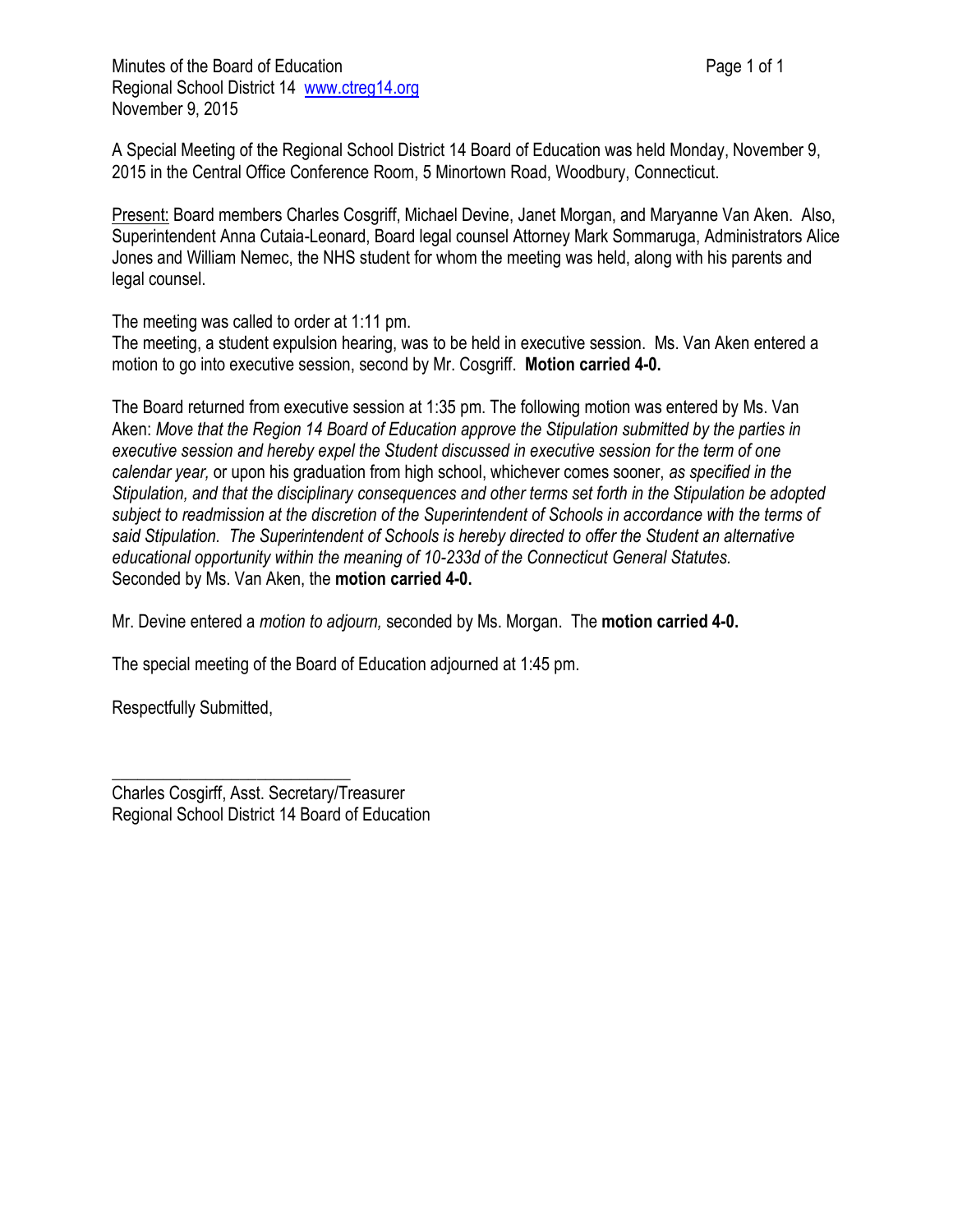Minutes of the Board of Education
Regional School District 14 [www.ctreg14.org](http://www.ctreg14.org)
November 9, 2015

A Special Meeting of the Regional School District 14 Board of Education was held Monday, November 9, 2015 in the Central Office Conference Room, 5 Minortown Road, Woodbury, Connecticut.

Present: Board members Charles Cosgriff, Michael Devine, Janet Morgan, and Maryanne Van Aken. Also, Superintendent Anna Cutaia-Leonard, Board legal counsel Attorney Mark Sommaruga, Administrators Alice Jones and William Nemec, the NHS student for whom the meeting was held, along with his parents and legal counsel.

The meeting was called to order at 1:11 pm.
The meeting, a student expulsion hearing, was to be held in executive session. Ms. Van Aken entered a motion to go into executive session, second by Mr. Cosgriff. **Motion carried 4-0.**

The Board returned from executive session at 1:35 pm. The following motion was entered by Ms. Van Aken: *Move that the Region 14 Board of Education approve the Stipulation submitted by the parties in executive session and hereby expel the Student discussed in executive session for the term of one calendar year,* or upon his graduation from high school, whichever comes sooner, *as specified in the Stipulation, and that the disciplinary consequences and other terms set forth in the Stipulation be adopted subject to readmission at the discretion of the Superintendent of Schools in accordance with the terms of said Stipulation. The Superintendent of Schools is hereby directed to offer the Student an alternative educational opportunity within the meaning of 10-233d of the Connecticut General Statutes.* Seconded by Ms. Van Aken, the **motion carried 4-0.**

Mr. Devine entered a *motion to adjourn,* seconded by Ms. Morgan. The **motion carried 4-0.**

The special meeting of the Board of Education adjourned at 1:45 pm.

Respectfully Submitted,

\_\_\_\_\_\_\_\_\_\_\_\_\_\_\_\_\_\_\_\_\_\_\_\_\_\_\_\_
Charles Cosgirff, Asst. Secretary/Treasurer
Regional School District 14 Board of Education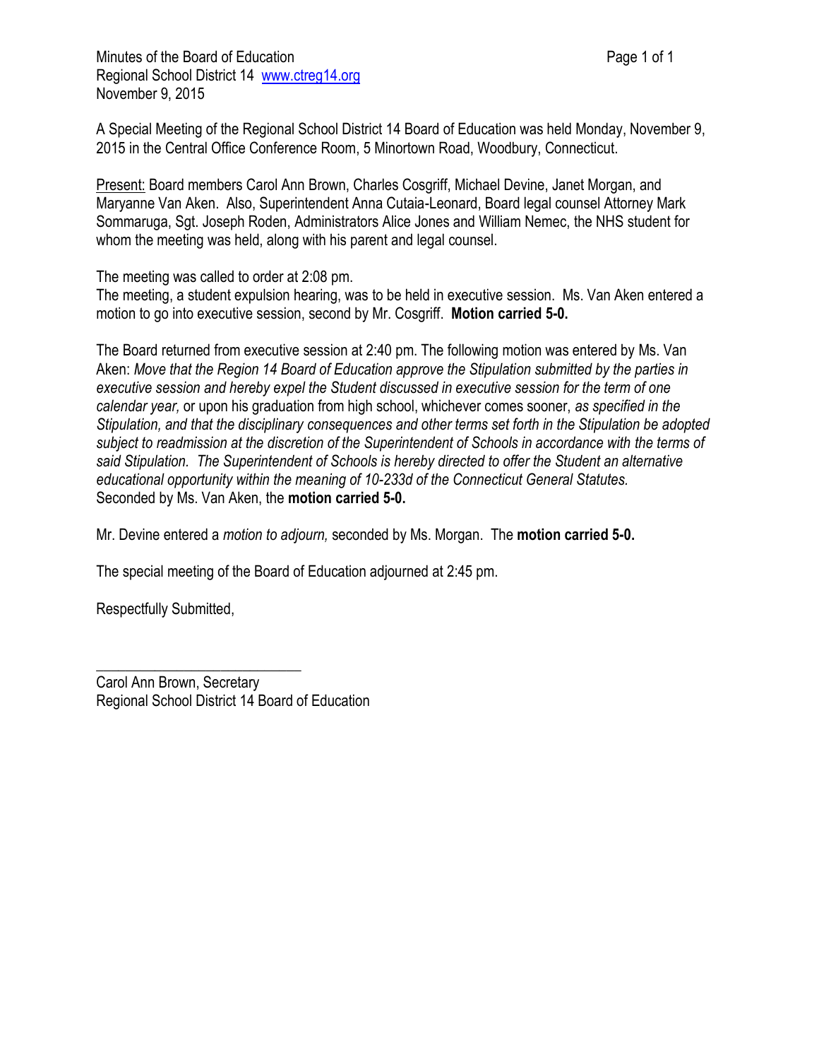Minutes of the Board of Education
Regional School District 14 [www.ctreg14.org](http://www.ctreg14.org)
November 9, 2015

A Special Meeting of the Regional School District 14 Board of Education was held Monday, November 9, 2015 in the Central Office Conference Room, 5 Minortown Road, Woodbury, Connecticut.

Present: Board members Carol Ann Brown, Charles Cosgriff, Michael Devine, Janet Morgan, and Maryanne Van Aken. Also, Superintendent Anna Cutaia-Leonard, Board legal counsel Attorney Mark Sommaruga, Sgt. Joseph Roden, Administrators Alice Jones and William Nemec, the NHS student for whom the meeting was held, along with his parent and legal counsel.

The meeting was called to order at 2:08 pm.
The meeting, a student expulsion hearing, was to be held in executive session. Ms. Van Aken entered a motion to go into executive session, second by Mr. Cosgriff. **Motion carried 5-0.**

The Board returned from executive session at 2:40 pm. The following motion was entered by Ms. Van Aken: *Move that the Region 14 Board of Education approve the Stipulation submitted by the parties in executive session and hereby expel the Student discussed in executive session for the term of one calendar year,* or upon his graduation from high school, whichever comes sooner, *as specified in the Stipulation, and that the disciplinary consequences and other terms set forth in the Stipulation be adopted subject to readmission at the discretion of the Superintendent of Schools in accordance with the terms of said Stipulation. The Superintendent of Schools is hereby directed to offer the Student an alternative educational opportunity within the meaning of 10-233d of the Connecticut General Statutes.* Seconded by Ms. Van Aken, the **motion carried 5-0.**

Mr. Devine entered a *motion to adjourn,* seconded by Ms. Morgan. The **motion carried 5-0.**

The special meeting of the Board of Education adjourned at 2:45 pm.

Respectfully Submitted,

\_\_\_\_\_\_\_\_\_\_\_\_\_\_\_\_\_\_\_\_\_\_\_\_\_\_\_\_
Carol Ann Brown, Secretary
Regional School District 14 Board of Education